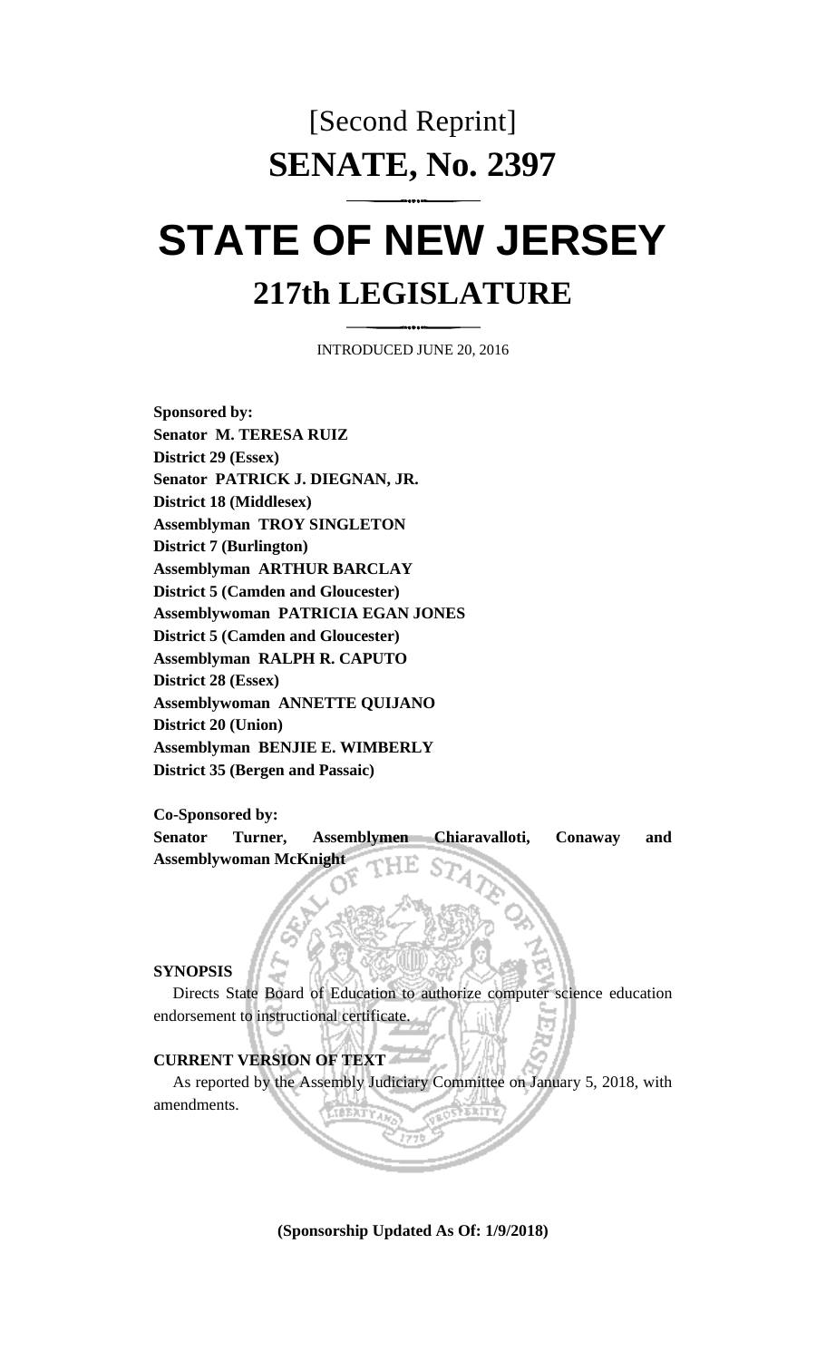# [Second Reprint]

# SENATE, No. 2397

# STATE OF NEW JERSEY

## 217th LEGISLATURE

INTRODUCED JUNE 20, 2016

**Sponsored by:**
**Senator M. TERESA RUIZ**
**District 29 (Essex)**
**Senator PATRICK J. DIEGNAN, JR.**
**District 18 (Middlesex)**
**Assemblyman TROY SINGLETON**
**District 7 (Burlington)**
**Assemblyman ARTHUR BARCLAY**
**District 5 (Camden and Gloucester)**
**Assemblywoman PATRICIA EGAN JONES**
**District 5 (Camden and Gloucester)**
**Assemblyman RALPH R. CAPUTO**
**District 28 (Essex)**
**Assemblywoman ANNETTE QUIJANO**
**District 20 (Union)**
**Assemblyman BENJIE E. WIMBERLY**
**District 35 (Bergen and Passaic)**

**Co-Sponsored by:**
**Senator Turner, Assemblymen Chiaravalloti, Conaway and Assemblywoman McKnight**

**SYNOPSIS**

Directs State Board of Education to authorize computer science education endorsement to instructional certificate.

**CURRENT VERSION OF TEXT**

As reported by the Assembly Judiciary Committee on January 5, 2018, with amendments.

**(Sponsorship Updated As Of: 1/9/2018)**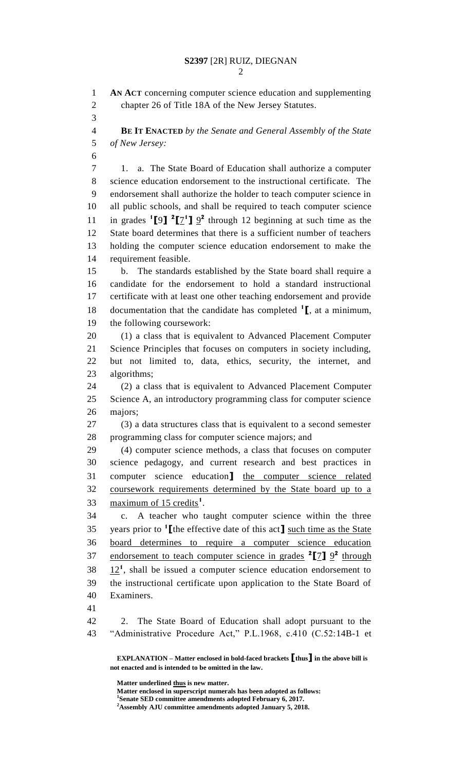**AN ACT** concerning computer science education and supplementing chapter 26 of Title 18A of the New Jersey Statutes.

**BE IT ENACTED** *by the Senate and General Assembly of the State of New Jersey:*

1. a. The State Board of Education shall authorize a computer science education endorsement to the instructional certificate. The endorsement shall authorize the holder to teach computer science in all public schools, and shall be required to teach computer science in grades [1]**[**9**]** [2]**[**<u>7</u>[1]**]** <u>9</u>[2] through 12 beginning at such time as the State board determines that there is a sufficient number of teachers holding the computer science education endorsement to make the requirement feasible.

b. The standards established by the State board shall require a candidate for the endorsement to hold a standard instructional certificate with at least one other teaching endorsement and provide documentation that the candidate has completed [1]**[**, at a minimum, the following coursework:

(1) a class that is equivalent to Advanced Placement Computer Science Principles that focuses on computers in society including, but not limited to, data, ethics, security, the internet, and algorithms;

(2) a class that is equivalent to Advanced Placement Computer Science A, an introductory programming class for computer science majors;

(3) a data structures class that is equivalent to a second semester programming class for computer science majors; and

(4) computer science methods, a class that focuses on computer science pedagogy, and current research and best practices in computer science education**]** <u>the computer science related coursework requirements determined by the State board up to a maximum of 15 credits</u>[1].

c. A teacher who taught computer science within the three years prior to [1]**[**the effective date of this act**]** <u>such time as the State board determines to require a computer science education endorsement to teach computer science in grades</u> [2]**[**<u>7</u>**]** <u>9</u>[2] <u>through 12</u>[1], shall be issued a computer science education endorsement to the instructional certificate upon application to the State Board of Examiners.

2. The State Board of Education shall adopt pursuant to the "Administrative Procedure Act," P.L.1968, c.410 (C.52:14B-1 et

**EXPLANATION – Matter enclosed in bold-faced brackets [thus] in the above bill is not enacted and is intended to be omitted in the law.**

Matter underlined <u>thus</u> is new matter.
Matter enclosed in superscript numerals has been adopted as follows:
[1]Senate SED committee amendments adopted February 6, 2017.
[2]Assembly AJU committee amendments adopted January 5, 2018.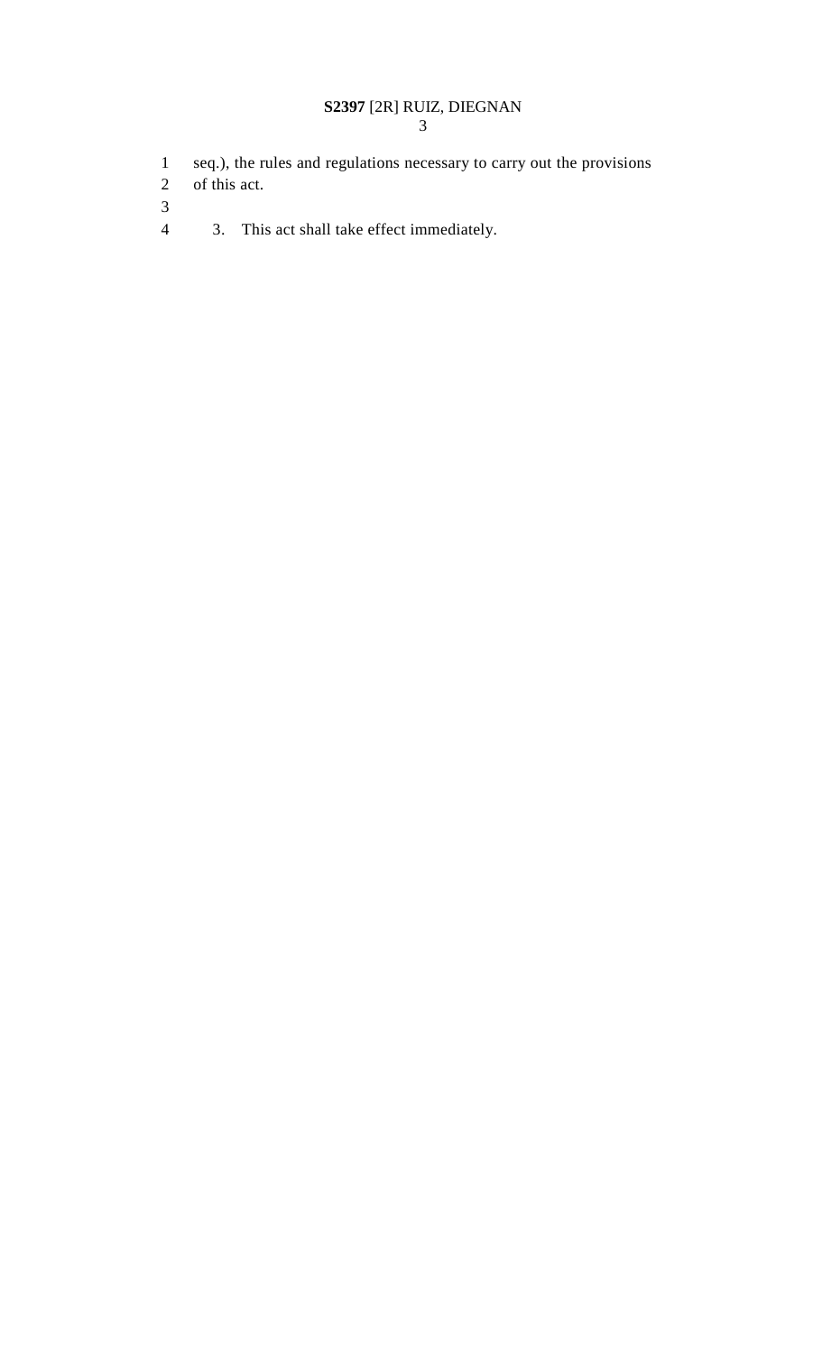seq.), the rules and regulations necessary to carry out the provisions of this act.

3. This act shall take effect immediately.